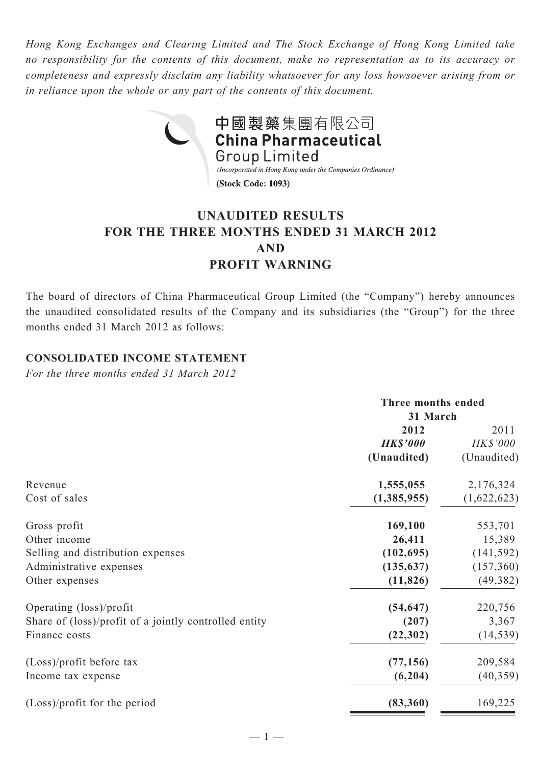*Hong Kong Exchanges and Clearing Limited and The Stock Exchange of Hong Kong Limited take no responsibility for the contents of this document, make no representation as to its accuracy or completeness and expressly disclaim any liability whatsoever for any loss howsoever arising from or in reliance upon the whole or any part of the contents of this document.*

中國製藥集團有限公司
**China Pharmaceutical Group Limited**
*(Incorporated in Hong Kong under the Companies Ordinance)*
**(Stock Code: 1093)**

# UNAUDITED RESULTS FOR THE THREE MONTHS ENDED 31 MARCH 2012 AND PROFIT WARNING

The board of directors of China Pharmaceutical Group Limited (the "Company") hereby announces the unaudited consolidated results of the Company and its subsidiaries (the "Group") for the three months ended 31 March 2012 as follows:

## CONSOLIDATED INCOME STATEMENT

*For the three months ended 31 March 2012*

| | Three months ended 31 March | |
|---|---|---|
| | **2012** | 2011 |
| | ***HK$'000*** | *HK$'000* |
| | **(Unaudited)** | (Unaudited) |
| Revenue | **1,555,055** | 2,176,324 |
| Cost of sales | **(1,385,955)** | (1,622,623) |
| Gross profit | **169,100** | 553,701 |
| Other income | **26,411** | 15,389 |
| Selling and distribution expenses | **(102,695)** | (141,592) |
| Administrative expenses | **(135,637)** | (157,360) |
| Other expenses | **(11,826)** | (49,382) |
| Operating (loss)/profit | **(54,647)** | 220,756 |
| Share of (loss)/profit of a jointly controlled entity | **(207)** | 3,367 |
| Finance costs | **(22,302)** | (14,539) |
| (Loss)/profit before tax | **(77,156)** | 209,584 |
| Income tax expense | **(6,204)** | (40,359) |
| (Loss)/profit for the period | **(83,360)** | 169,225 |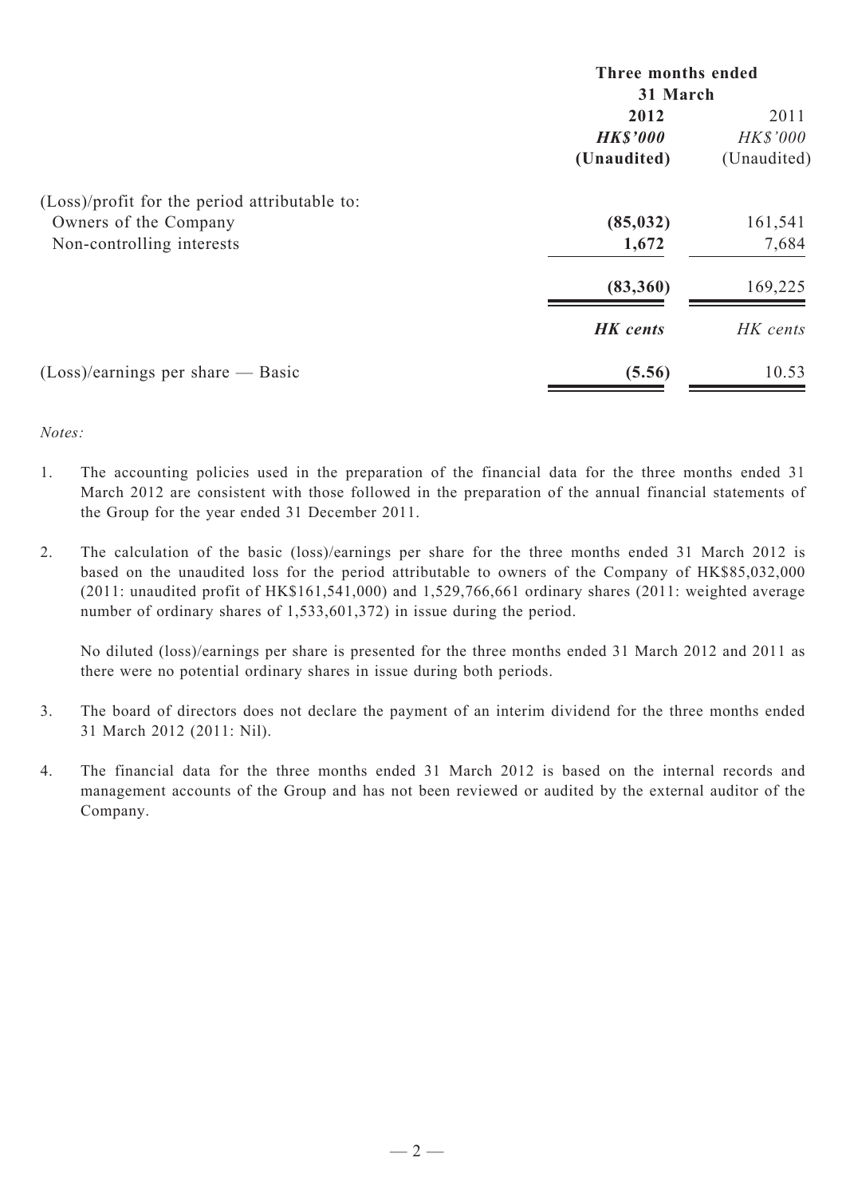| | Three months ended 31 March | |
|---|---|---|
| | **2012** | 2011 |
| | ***HK$'000*** | *HK$'000* |
| | **(Unaudited)** | (Unaudited) |
| (Loss)/profit for the period attributable to: | | |
| Owners of the Company | **(85,032)** | 161,541 |
| Non-controlling interests | **1,672** | 7,684 |
| | **(83,360)** | 169,225 |
| | ***HK cents*** | *HK cents* |
| (Loss)/earnings per share — Basic | **(5.56)** | 10.53 |

*Notes:*

1. The accounting policies used in the preparation of the financial data for the three months ended 31 March 2012 are consistent with those followed in the preparation of the annual financial statements of the Group for the year ended 31 December 2011.

2. The calculation of the basic (loss)/earnings per share for the three months ended 31 March 2012 is based on the unaudited loss for the period attributable to owners of the Company of HK$85,032,000 (2011: unaudited profit of HK$161,541,000) and 1,529,766,661 ordinary shares (2011: weighted average number of ordinary shares of 1,533,601,372) in issue during the period.

   No diluted (loss)/earnings per share is presented for the three months ended 31 March 2012 and 2011 as there were no potential ordinary shares in issue during both periods.

3. The board of directors does not declare the payment of an interim dividend for the three months ended 31 March 2012 (2011: Nil).

4. The financial data for the three months ended 31 March 2012 is based on the internal records and management accounts of the Group and has not been reviewed or audited by the external auditor of the Company.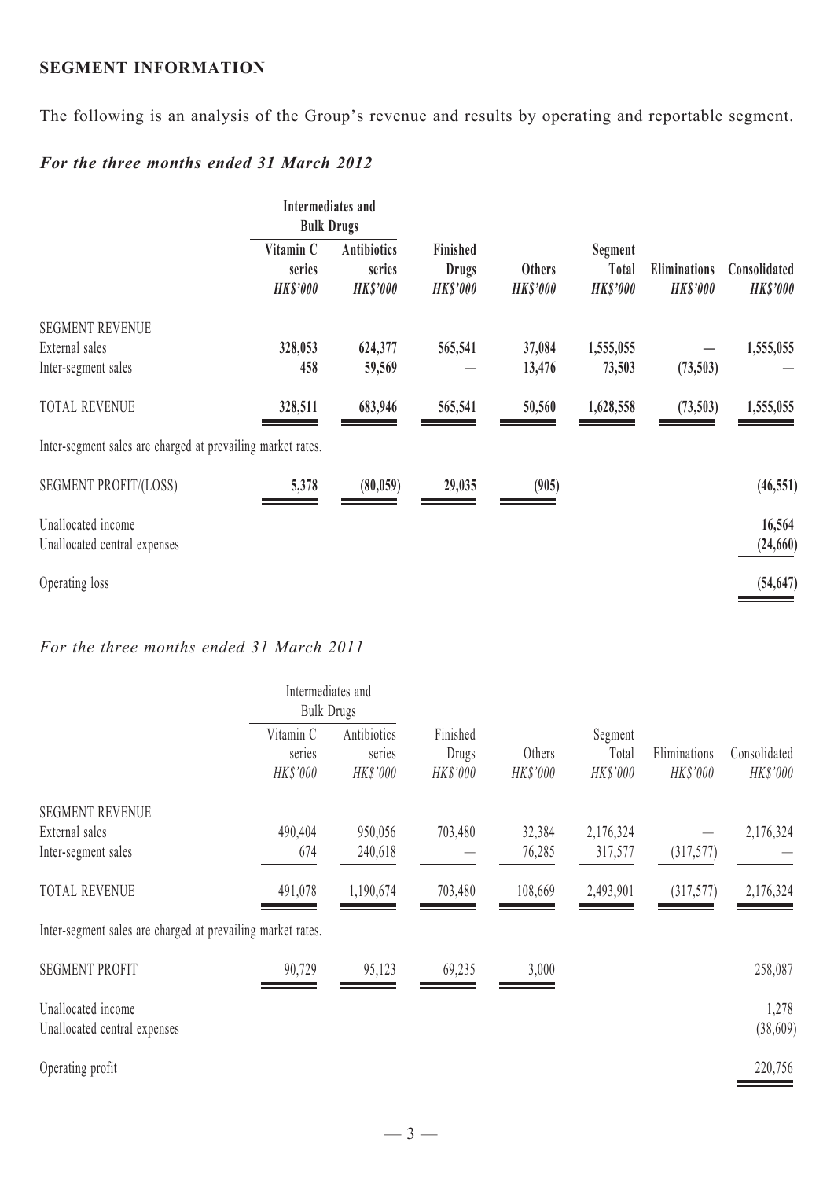## SEGMENT INFORMATION

The following is an analysis of the Group's revenue and results by operating and reportable segment.

### *For the three months ended 31 March 2012*

| | Intermediates and Bulk Drugs | | | | | | |
|---|---|---|---|---|---|---|---|
| | **Vitamin C series** | **Antibiotics series** | **Finished Drugs** | **Others** | **Segment Total** | **Eliminations** | **Consolidated** |
| | ***HK$'000*** | ***HK$'000*** | ***HK$'000*** | ***HK$'000*** | ***HK$'000*** | ***HK$'000*** | ***HK$'000*** |
| SEGMENT REVENUE | | | | | | | |
| External sales | **328,053** | **624,377** | **565,541** | **37,084** | **1,555,055** | **—** | **1,555,055** |
| Inter-segment sales | **458** | **59,569** | **—** | **13,476** | **73,503** | **(73,503)** | **—** |
| TOTAL REVENUE | **328,511** | **683,946** | **565,541** | **50,560** | **1,628,558** | **(73,503)** | **1,555,055** |
| Inter-segment sales are charged at prevailing market rates. | | | | | | | |
| SEGMENT PROFIT/(LOSS) | **5,378** | **(80,059)** | **29,035** | **(905)** | | | **(46,551)** |
| Unallocated income | | | | | | | **16,564** |
| Unallocated central expenses | | | | | | | **(24,660)** |
| Operating loss | | | | | | | **(54,647)** |

### *For the three months ended 31 March 2011*

| | Intermediates and Bulk Drugs | | | | | | |
|---|---|---|---|---|---|---|---|
| | Vitamin C series | Antibiotics series | Finished Drugs | Others | Segment Total | Eliminations | Consolidated |
| | *HK$'000* | *HK$'000* | *HK$'000* | *HK$'000* | *HK$'000* | *HK$'000* | *HK$'000* |
| SEGMENT REVENUE | | | | | | | |
| External sales | 490,404 | 950,056 | 703,480 | 32,384 | 2,176,324 | — | 2,176,324 |
| Inter-segment sales | 674 | 240,618 | — | 76,285 | 317,577 | (317,577) | — |
| TOTAL REVENUE | 491,078 | 1,190,674 | 703,480 | 108,669 | 2,493,901 | (317,577) | 2,176,324 |
| Inter-segment sales are charged at prevailing market rates. | | | | | | | |
| SEGMENT PROFIT | 90,729 | 95,123 | 69,235 | 3,000 | | | 258,087 |
| Unallocated income | | | | | | | 1,278 |
| Unallocated central expenses | | | | | | | (38,609) |
| Operating profit | | | | | | | 220,756 |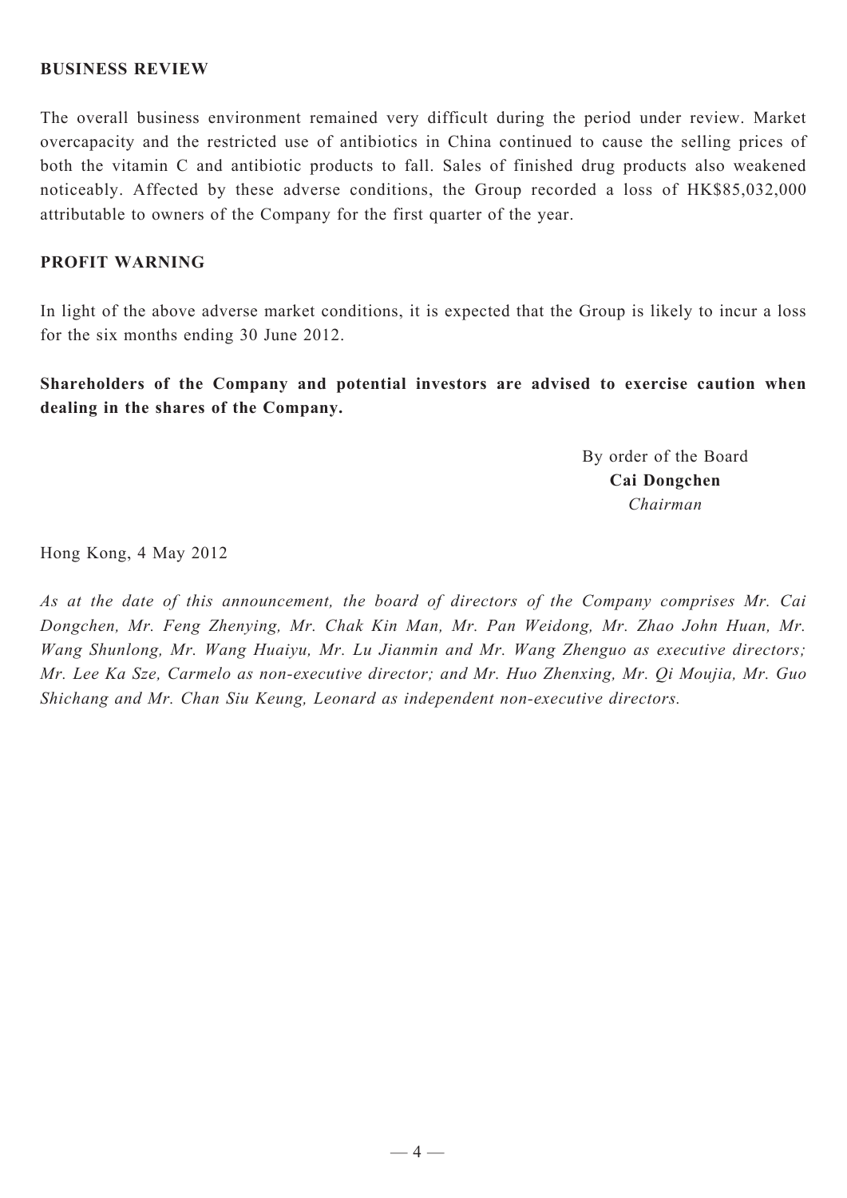## BUSINESS REVIEW

The overall business environment remained very difficult during the period under review. Market overcapacity and the restricted use of antibiotics in China continued to cause the selling prices of both the vitamin C and antibiotic products to fall. Sales of finished drug products also weakened noticeably. Affected by these adverse conditions, the Group recorded a loss of HK$85,032,000 attributable to owners of the Company for the first quarter of the year.

## PROFIT WARNING

In light of the above adverse market conditions, it is expected that the Group is likely to incur a loss for the six months ending 30 June 2012.

**Shareholders of the Company and potential investors are advised to exercise caution when dealing in the shares of the Company.**

By order of the Board
**Cai Dongchen**
*Chairman*

Hong Kong, 4 May 2012

*As at the date of this announcement, the board of directors of the Company comprises Mr. Cai Dongchen, Mr. Feng Zhenying, Mr. Chak Kin Man, Mr. Pan Weidong, Mr. Zhao John Huan, Mr. Wang Shunlong, Mr. Wang Huaiyu, Mr. Lu Jianmin and Mr. Wang Zhenguo as executive directors; Mr. Lee Ka Sze, Carmelo as non-executive director; and Mr. Huo Zhenxing, Mr. Qi Moujia, Mr. Guo Shichang and Mr. Chan Siu Keung, Leonard as independent non-executive directors.*